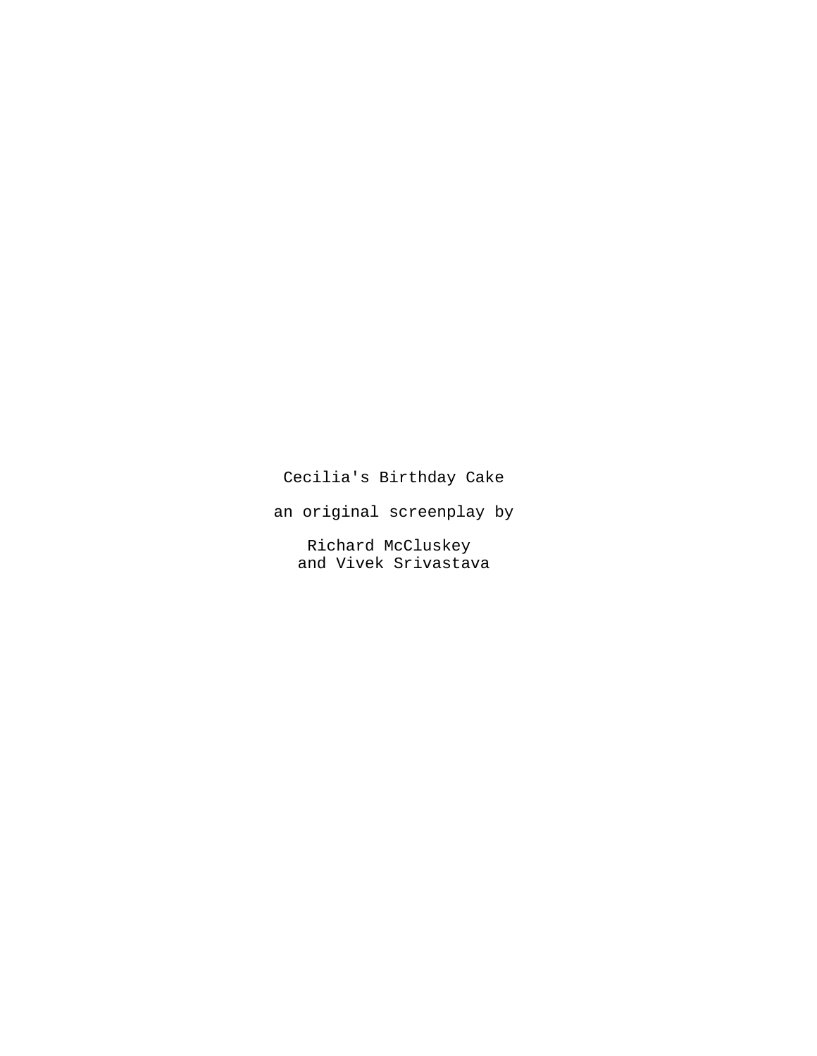Cecilia's Birthday Cake

an original screenplay by

Richard McCluskey
and Vivek Srivastava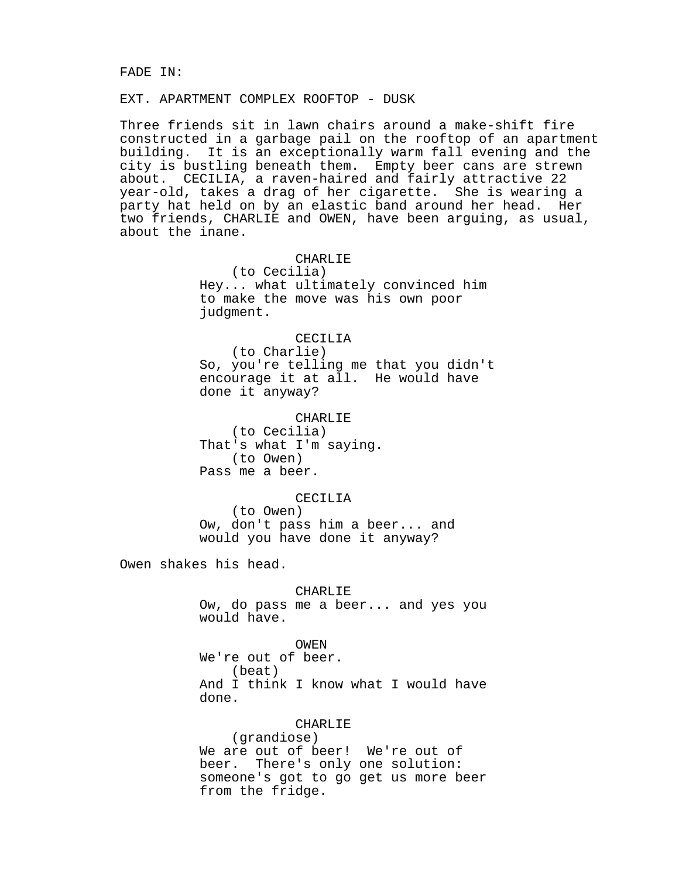FADE IN:

EXT. APARTMENT COMPLEX ROOFTOP - DUSK

Three friends sit in lawn chairs around a make-shift fire constructed in a garbage pail on the rooftop of an apartment building. It is an exceptionally warm fall evening and the city is bustling beneath them. Empty beer cans are strewn about. CECILIA, a raven-haired and fairly attractive 22 year-old, takes a drag of her cigarette. She is wearing a party hat held on by an elastic band around her head. Her two friends, CHARLIE and OWEN, have been arguing, as usual, about the inane.

CHARLIE
(to Cecilia)
Hey... what ultimately convinced him to make the move was his own poor judgment.

CECILIA
(to Charlie)
So, you're telling me that you didn't encourage it at all. He would have done it anyway?

CHARLIE
(to Cecilia)
That's what I'm saying.
(to Owen)
Pass me a beer.

CECILIA
(to Owen)
Ow, don't pass him a beer... and would you have done it anyway?

Owen shakes his head.

CHARLIE
Ow, do pass me a beer... and yes you would have.

OWEN
We're out of beer.
(beat)
And I think I know what I would have done.

CHARLIE
(grandiose)
We are out of beer! We're out of beer. There's only one solution: someone's got to go get us more beer from the fridge.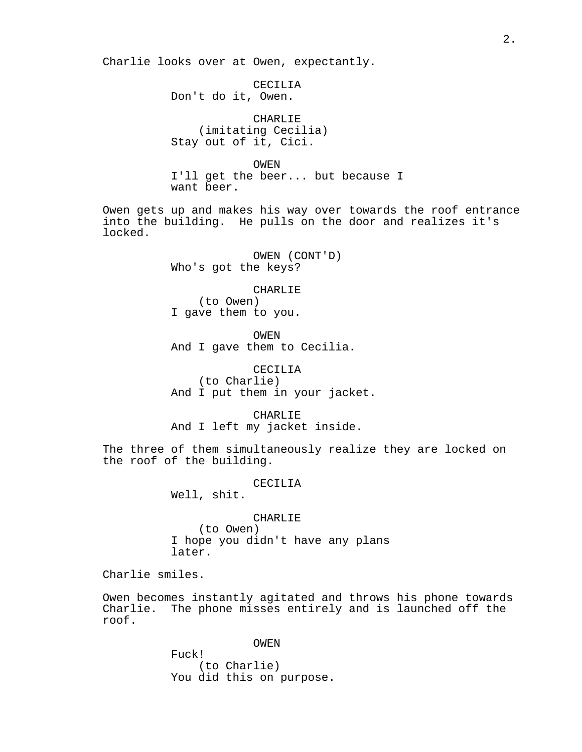Charlie looks over at Owen, expectantly.

CECILIA
Don't do it, Owen.

CHARLIE
(imitating Cecilia)
Stay out of it, Cici.

OWEN
I'll get the beer... but because I want beer.

Owen gets up and makes his way over towards the roof entrance into the building. He pulls on the door and realizes it's locked.

OWEN (CONT'D)
Who's got the keys?

CHARLIE
(to Owen)
I gave them to you.

OWEN
And I gave them to Cecilia.

CECILIA
(to Charlie)
And I put them in your jacket.

CHARLIE
And I left my jacket inside.

The three of them simultaneously realize they are locked on the roof of the building.

CECILIA
Well, shit.

CHARLIE
(to Owen)
I hope you didn't have any plans later.

Charlie smiles.

Owen becomes instantly agitated and throws his phone towards Charlie. The phone misses entirely and is launched off the roof.

OWEN
Fuck!
(to Charlie)
You did this on purpose.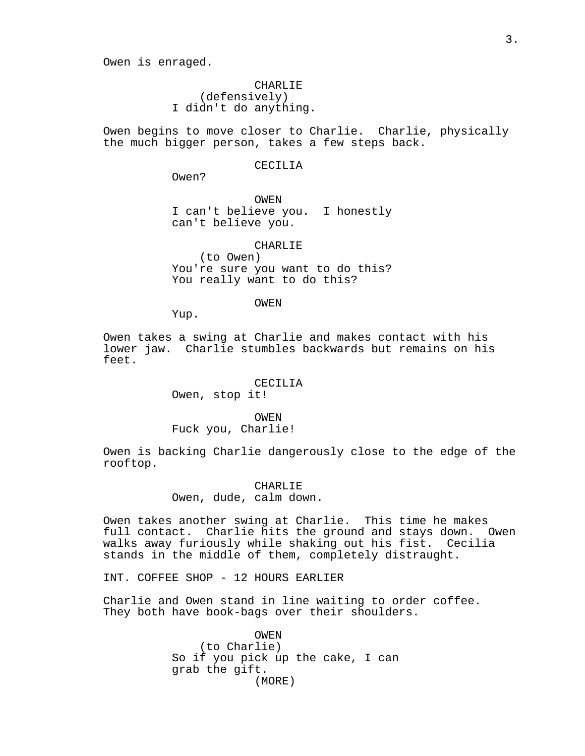Owen is enraged.

CHARLIE
(defensively)
I didn't do anything.

Owen begins to move closer to Charlie. Charlie, physically the much bigger person, takes a few steps back.

CECILIA
Owen?

OWEN
I can't believe you. I honestly can't believe you.

CHARLIE
(to Owen)
You're sure you want to do this? You really want to do this?

OWEN
Yup.

Owen takes a swing at Charlie and makes contact with his lower jaw. Charlie stumbles backwards but remains on his feet.

CECILIA
Owen, stop it!

OWEN
Fuck you, Charlie!

Owen is backing Charlie dangerously close to the edge of the rooftop.

CHARLIE
Owen, dude, calm down.

Owen takes another swing at Charlie. This time he makes full contact. Charlie hits the ground and stays down. Owen walks away furiously while shaking out his fist. Cecilia stands in the middle of them, completely distraught.

INT. COFFEE SHOP - 12 HOURS EARLIER

Charlie and Owen stand in line waiting to order coffee. They both have book-bags over their shoulders.

OWEN
(to Charlie)
So if you pick up the cake, I can grab the gift.
(MORE)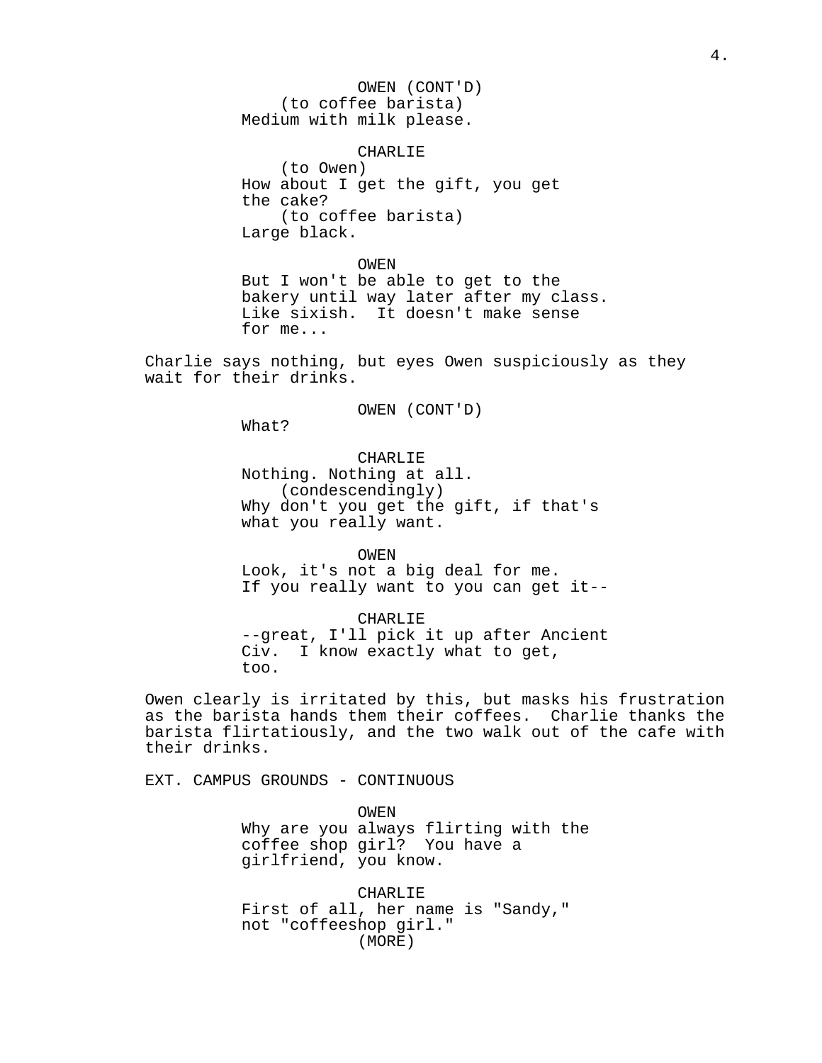OWEN (CONT'D)
(to coffee barista)
Medium with milk please.

CHARLIE
(to Owen)
How about I get the gift, you get the cake?
(to coffee barista)
Large black.

OWEN
But I won't be able to get to the bakery until way later after my class. Like sixish. It doesn't make sense for me...

Charlie says nothing, but eyes Owen suspiciously as they wait for their drinks.

OWEN (CONT'D)
What?

CHARLIE
Nothing. Nothing at all.
(condescendingly)
Why don't you get the gift, if that's what you really want.

OWEN
Look, it's not a big deal for me. If you really want to you can get it--

CHARLIE
--great, I'll pick it up after Ancient Civ. I know exactly what to get, too.

Owen clearly is irritated by this, but masks his frustration as the barista hands them their coffees. Charlie thanks the barista flirtatiously, and the two walk out of the cafe with their drinks.

EXT. CAMPUS GROUNDS - CONTINUOUS

OWEN
Why are you always flirting with the coffee shop girl? You have a girlfriend, you know.

CHARLIE
First of all, her name is "Sandy," not "coffeeshop girl."
(MORE)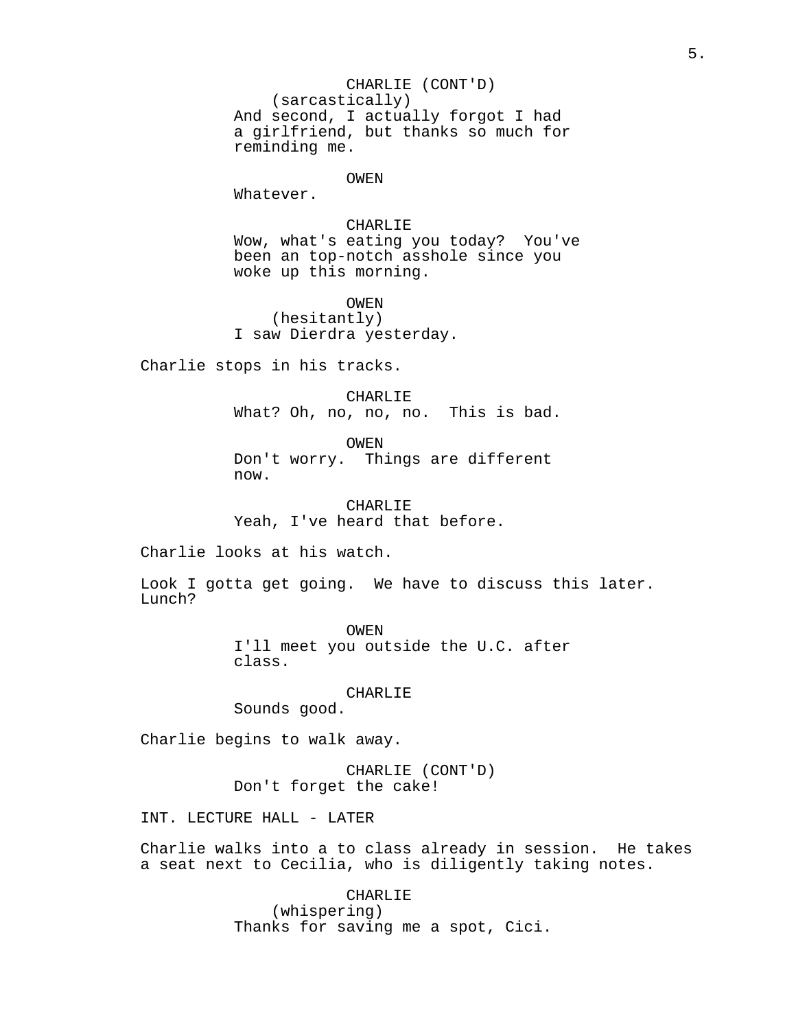CHARLIE (CONT'D)
(sarcastically)
And second, I actually forgot I had a girlfriend, but thanks so much for reminding me.

OWEN
Whatever.

CHARLIE
Wow, what's eating you today? You've been an top-notch asshole since you woke up this morning.

OWEN
(hesitantly)
I saw Dierdra yesterday.

Charlie stops in his tracks.

CHARLIE
What? Oh, no, no, no. This is bad.

OWEN
Don't worry. Things are different now.

CHARLIE
Yeah, I've heard that before.

Charlie looks at his watch.

Look I gotta get going. We have to discuss this later. Lunch?

OWEN
I'll meet you outside the U.C. after class.

CHARLIE
Sounds good.

Charlie begins to walk away.

CHARLIE (CONT'D)
Don't forget the cake!

INT. LECTURE HALL - LATER

Charlie walks into a to class already in session. He takes a seat next to Cecilia, who is diligently taking notes.

CHARLIE
(whispering)
Thanks for saving me a spot, Cici.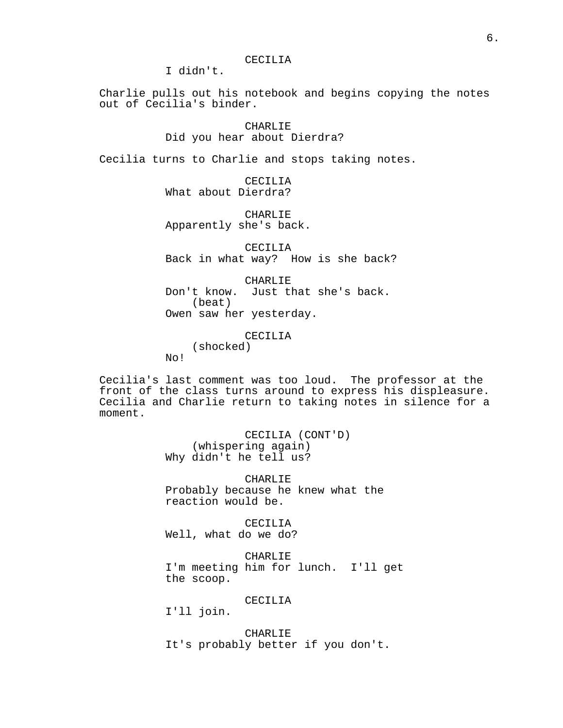CECILIA
I didn't.

Charlie pulls out his notebook and begins copying the notes out of Cecilia's binder.

CHARLIE
Did you hear about Dierdra?

Cecilia turns to Charlie and stops taking notes.

CECILIA
What about Dierdra?

CHARLIE
Apparently she's back.

CECILIA
Back in what way? How is she back?

CHARLIE
Don't know. Just that she's back.
(beat)
Owen saw her yesterday.

CECILIA
(shocked)
No!

Cecilia's last comment was too loud. The professor at the front of the class turns around to express his displeasure. Cecilia and Charlie return to taking notes in silence for a moment.

CECILIA (CONT'D)
(whispering again)
Why didn't he tell us?

CHARLIE
Probably because he knew what the reaction would be.

CECILIA
Well, what do we do?

CHARLIE
I'm meeting him for lunch. I'll get the scoop.

CECILIA
I'll join.

CHARLIE
It's probably better if you don't.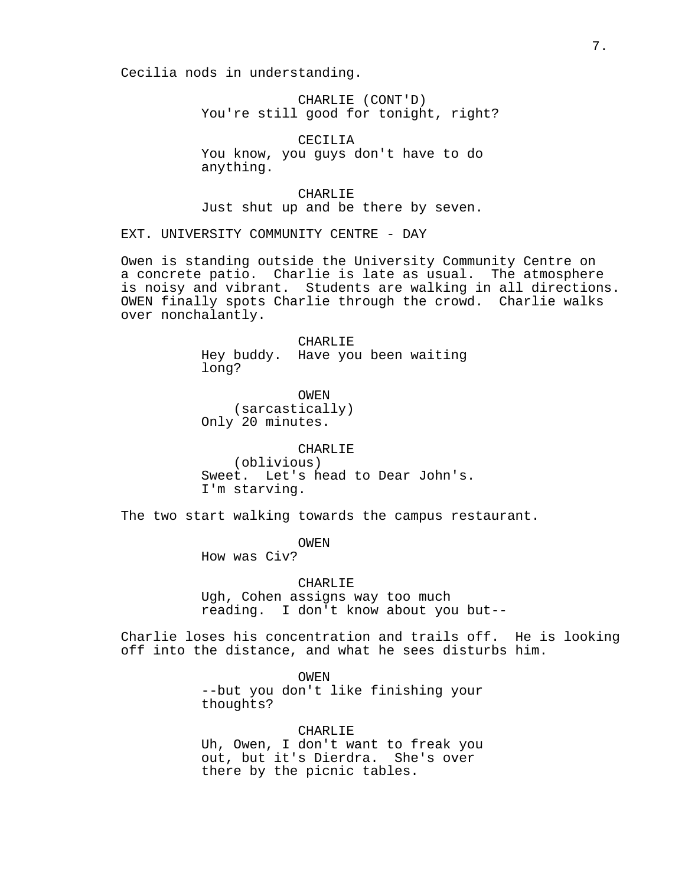Cecilia nods in understanding.

CHARLIE (CONT'D)
You're still good for tonight, right?

CECILIA
You know, you guys don't have to do anything.

CHARLIE
Just shut up and be there by seven.

EXT. UNIVERSITY COMMUNITY CENTRE - DAY

Owen is standing outside the University Community Centre on a concrete patio. Charlie is late as usual. The atmosphere is noisy and vibrant. Students are walking in all directions. OWEN finally spots Charlie through the crowd. Charlie walks over nonchalantly.

CHARLIE
Hey buddy. Have you been waiting long?

OWEN
(sarcastically)
Only 20 minutes.

CHARLIE
(oblivious)
Sweet. Let's head to Dear John's. I'm starving.

The two start walking towards the campus restaurant.

OWEN
How was Civ?

CHARLIE
Ugh, Cohen assigns way too much reading. I don't know about you but--

Charlie loses his concentration and trails off. He is looking off into the distance, and what he sees disturbs him.

OWEN
--but you don't like finishing your thoughts?

CHARLIE
Uh, Owen, I don't want to freak you out, but it's Dierdra. She's over there by the picnic tables.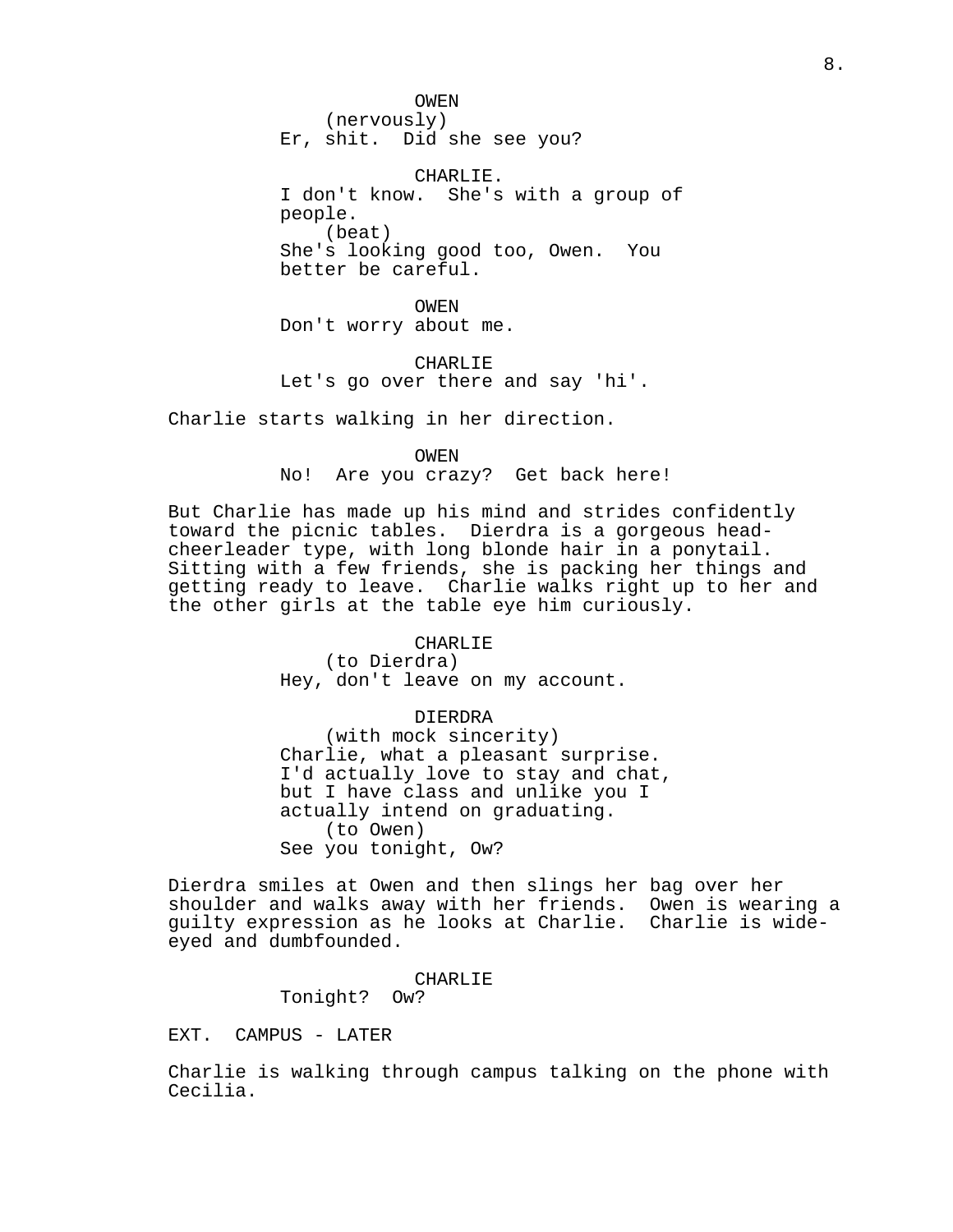OWEN
(nervously)
Er, shit.  Did she see you?

CHARLIE.
I don't know.  She's with a group of people.
(beat)
She's looking good too, Owen.  You better be careful.

OWEN
Don't worry about me.

CHARLIE
Let's go over there and say 'hi'.

Charlie starts walking in her direction.

OWEN
No!  Are you crazy?  Get back here!

But Charlie has made up his mind and strides confidently toward the picnic tables.  Dierdra is a gorgeous head-cheerleader type, with long blonde hair in a ponytail. Sitting with a few friends, she is packing her things and getting ready to leave.  Charlie walks right up to her and the other girls at the table eye him curiously.

CHARLIE
(to Dierdra)
Hey, don't leave on my account.

DIERDRA
(with mock sincerity)
Charlie, what a pleasant surprise. I'd actually love to stay and chat, but I have class and unlike you I actually intend on graduating.
(to Owen)
See you tonight, Ow?

Dierdra smiles at Owen and then slings her bag over her shoulder and walks away with her friends.  Owen is wearing a guilty expression as he looks at Charlie.  Charlie is wide-eyed and dumbfounded.

CHARLIE
Tonight?  Ow?

EXT.  CAMPUS - LATER

Charlie is walking through campus talking on the phone with Cecilia.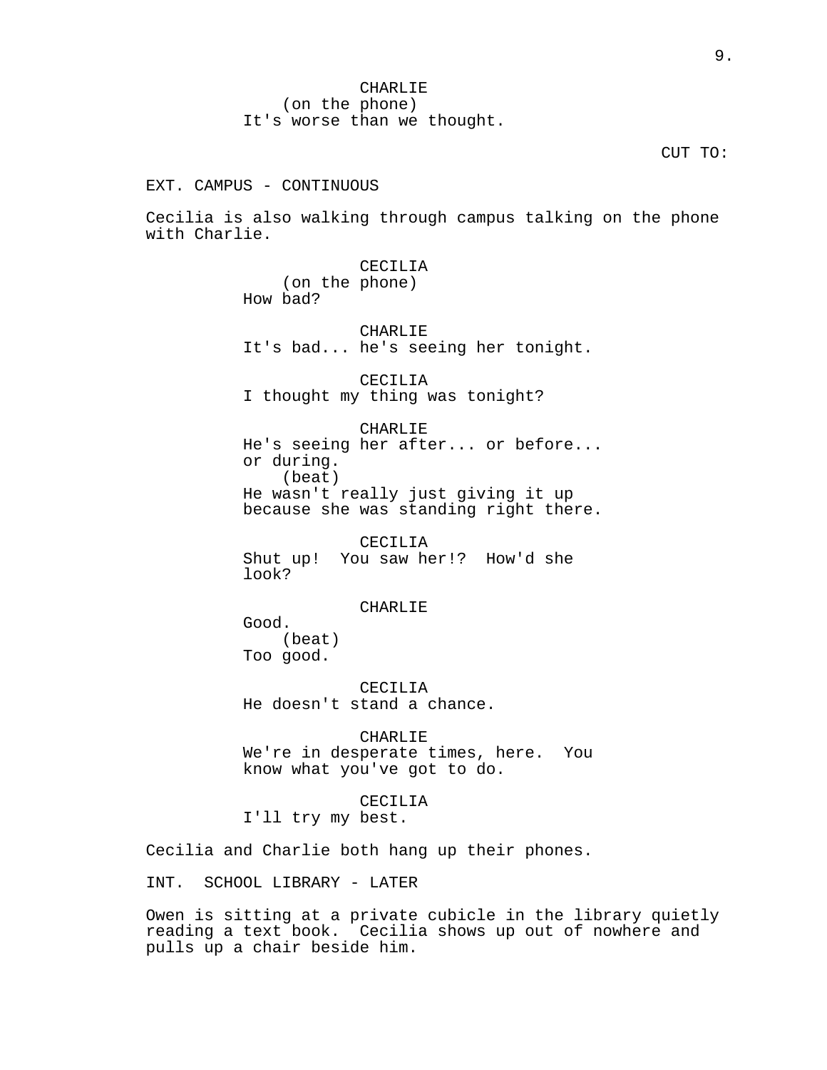CHARLIE
(on the phone)
It's worse than we thought.

CUT TO:

EXT. CAMPUS - CONTINUOUS

Cecilia is also walking through campus talking on the phone with Charlie.

CECILIA
(on the phone)
How bad?

CHARLIE
It's bad... he's seeing her tonight.

CECILIA
I thought my thing was tonight?

CHARLIE
He's seeing her after... or before... or during.
(beat)
He wasn't really just giving it up because she was standing right there.

CECILIA
Shut up! You saw her!? How'd she look?

CHARLIE
Good.
(beat)
Too good.

CECILIA
He doesn't stand a chance.

CHARLIE
We're in desperate times, here. You know what you've got to do.

CECILIA
I'll try my best.

Cecilia and Charlie both hang up their phones.

INT. SCHOOL LIBRARY - LATER

Owen is sitting at a private cubicle in the library quietly reading a text book. Cecilia shows up out of nowhere and pulls up a chair beside him.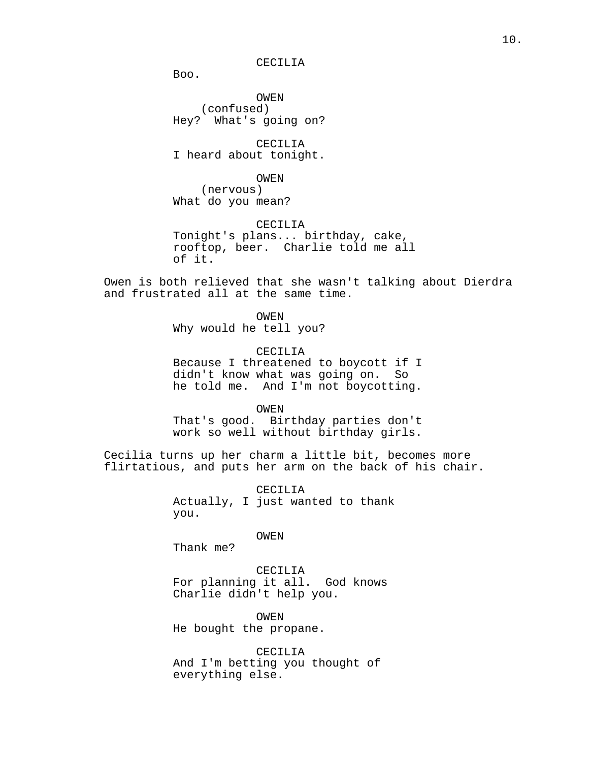CECILIA

Boo.

OWEN

(confused)

Hey? What's going on?

CECILIA

I heard about tonight.

OWEN

(nervous)

What do you mean?

CECILIA

Tonight's plans... birthday, cake, rooftop, beer. Charlie told me all of it.

Owen is both relieved that she wasn't talking about Dierdra and frustrated all at the same time.

OWEN

Why would he tell you?

CECILIA

Because I threatened to boycott if I didn't know what was going on. So he told me. And I'm not boycotting.

OWEN

That's good. Birthday parties don't work so well without birthday girls.

Cecilia turns up her charm a little bit, becomes more flirtatious, and puts her arm on the back of his chair.

CECILIA

Actually, I just wanted to thank you.

OWEN

Thank me?

CECILIA

For planning it all. God knows Charlie didn't help you.

OWEN

He bought the propane.

CECILIA

And I'm betting you thought of everything else.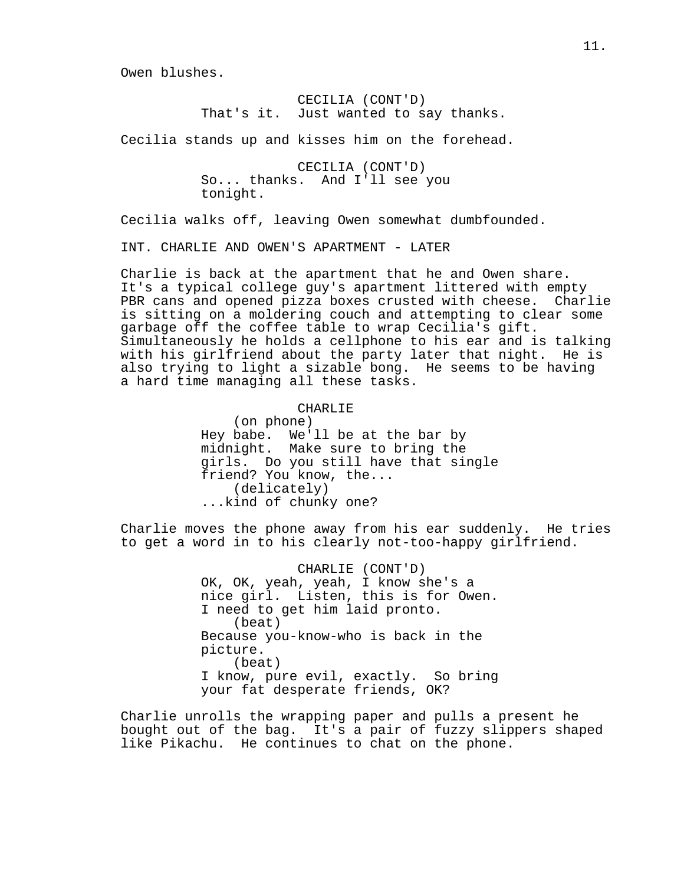Owen blushes.

CECILIA (CONT'D)
That's it. Just wanted to say thanks.

Cecilia stands up and kisses him on the forehead.

CECILIA (CONT'D)
So... thanks. And I'll see you tonight.

Cecilia walks off, leaving Owen somewhat dumbfounded.

INT. CHARLIE AND OWEN'S APARTMENT - LATER

Charlie is back at the apartment that he and Owen share. It's a typical college guy's apartment littered with empty PBR cans and opened pizza boxes crusted with cheese. Charlie is sitting on a moldering couch and attempting to clear some garbage off the coffee table to wrap Cecilia's gift. Simultaneously he holds a cellphone to his ear and is talking with his girlfriend about the party later that night. He is also trying to light a sizable bong. He seems to be having a hard time managing all these tasks.

CHARLIE
(on phone)
Hey babe. We'll be at the bar by midnight. Make sure to bring the girls. Do you still have that single friend? You know, the...
(delicately)
...kind of chunky one?

Charlie moves the phone away from his ear suddenly. He tries to get a word in to his clearly not-too-happy girlfriend.

CHARLIE (CONT'D)
OK, OK, yeah, yeah, I know she's a nice girl. Listen, this is for Owen. I need to get him laid pronto.
(beat)
Because you-know-who is back in the picture.
(beat)
I know, pure evil, exactly. So bring your fat desperate friends, OK?

Charlie unrolls the wrapping paper and pulls a present he bought out of the bag. It's a pair of fuzzy slippers shaped like Pikachu. He continues to chat on the phone.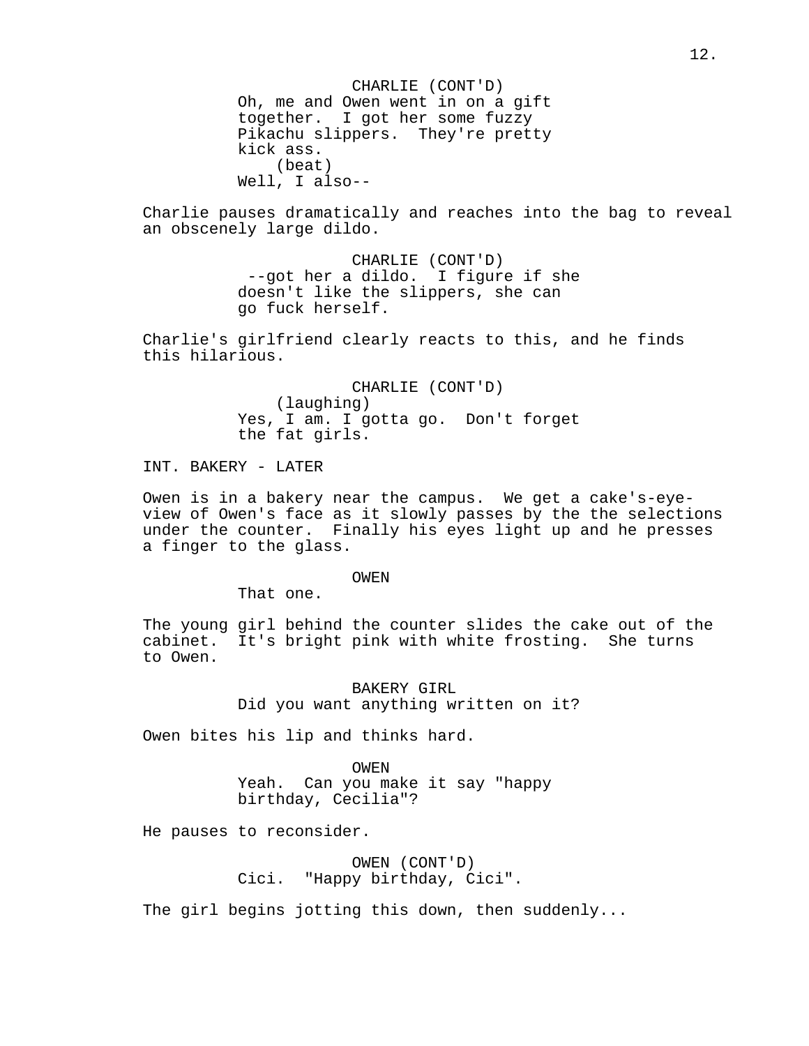CHARLIE (CONT'D)
Oh, me and Owen went in on a gift together. I got her some fuzzy Pikachu slippers. They're pretty kick ass.
(beat)
Well, I also--

Charlie pauses dramatically and reaches into the bag to reveal an obscenely large dildo.

CHARLIE (CONT'D)
--got her a dildo. I figure if she doesn't like the slippers, she can go fuck herself.

Charlie's girlfriend clearly reacts to this, and he finds this hilarious.

CHARLIE (CONT'D)
(laughing)
Yes, I am. I gotta go. Don't forget the fat girls.

INT. BAKERY - LATER

Owen is in a bakery near the campus. We get a cake's-eye-view of Owen's face as it slowly passes by the the selections under the counter. Finally his eyes light up and he presses a finger to the glass.

OWEN
That one.

The young girl behind the counter slides the cake out of the cabinet. It's bright pink with white frosting. She turns to Owen.

BAKERY GIRL
Did you want anything written on it?

Owen bites his lip and thinks hard.

OWEN
Yeah. Can you make it say "happy birthday, Cecilia"?

He pauses to reconsider.

OWEN (CONT'D)
Cici. "Happy birthday, Cici".

The girl begins jotting this down, then suddenly...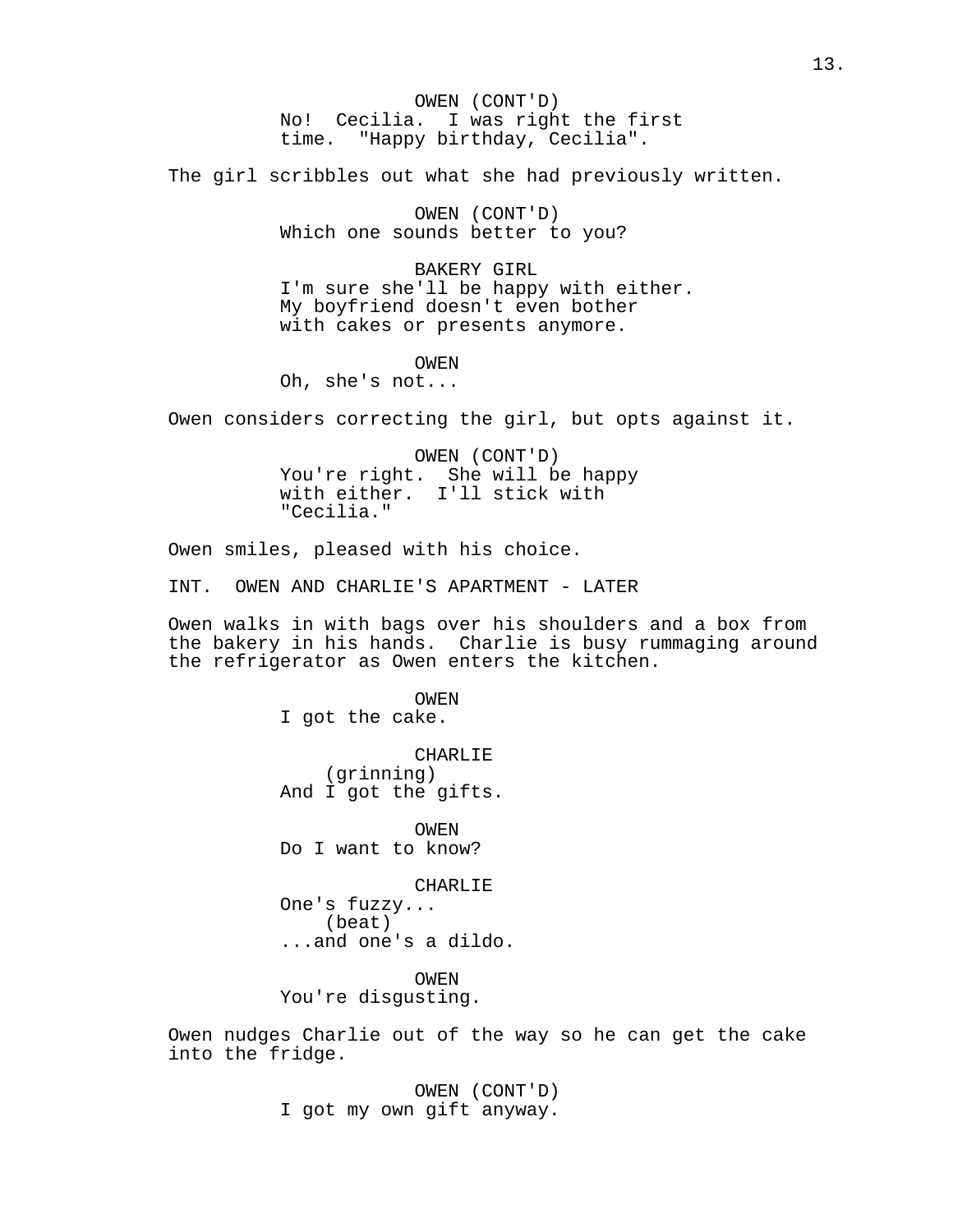OWEN (CONT'D)
No! Cecilia. I was right the first time. "Happy birthday, Cecilia".

The girl scribbles out what she had previously written.

OWEN (CONT'D)
Which one sounds better to you?

BAKERY GIRL
I'm sure she'll be happy with either. My boyfriend doesn't even bother with cakes or presents anymore.

OWEN
Oh, she's not...

Owen considers correcting the girl, but opts against it.

OWEN (CONT'D)
You're right. She will be happy with either. I'll stick with "Cecilia."

Owen smiles, pleased with his choice.

INT. OWEN AND CHARLIE'S APARTMENT - LATER

Owen walks in with bags over his shoulders and a box from the bakery in his hands. Charlie is busy rummaging around the refrigerator as Owen enters the kitchen.

OWEN
I got the cake.

CHARLIE
(grinning)
And I got the gifts.

OWEN
Do I want to know?

CHARLIE
One's fuzzy...
(beat)
...and one's a dildo.

OWEN
You're disgusting.

Owen nudges Charlie out of the way so he can get the cake into the fridge.

OWEN (CONT'D)
I got my own gift anyway.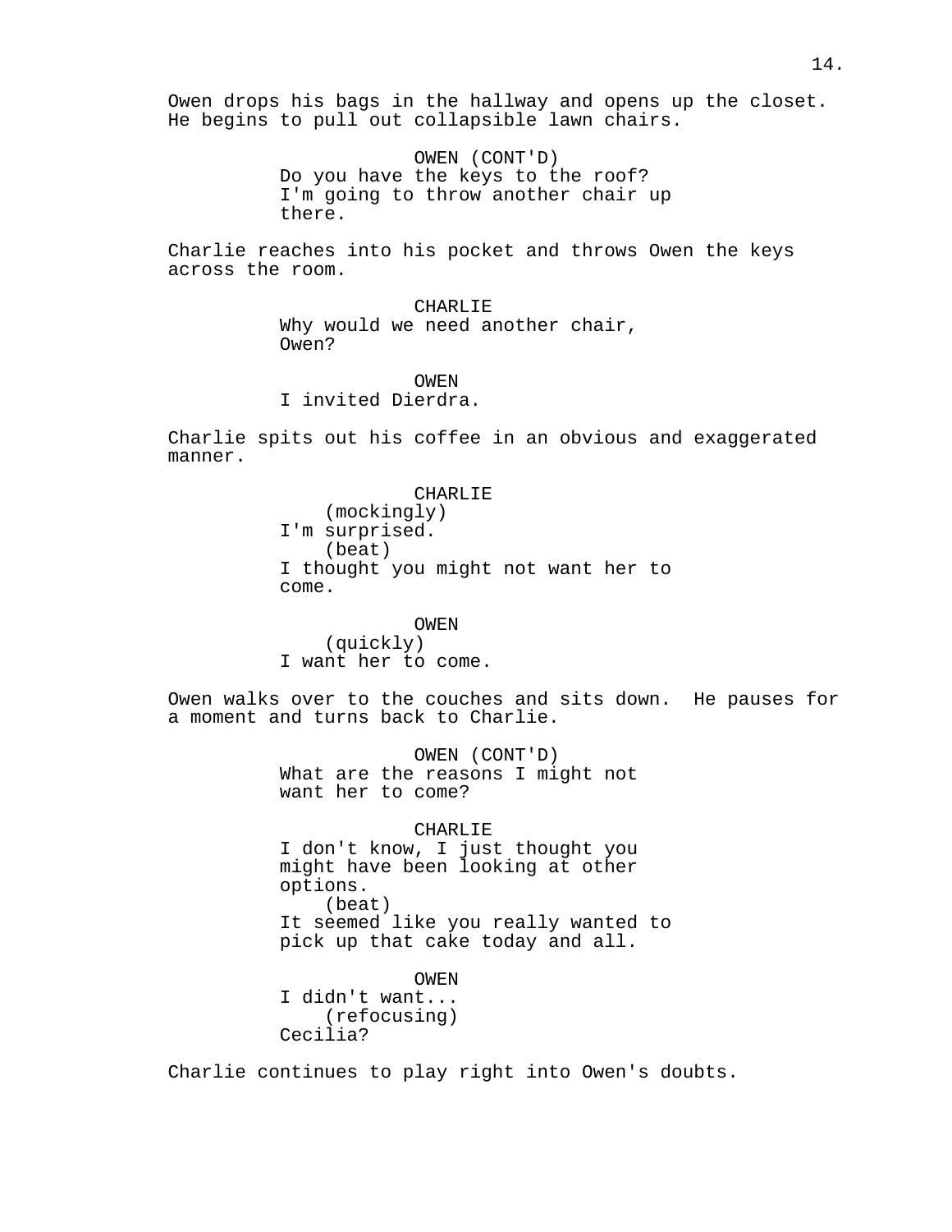Owen drops his bags in the hallway and opens up the closet. He begins to pull out collapsible lawn chairs.

OWEN (CONT'D)
Do you have the keys to the roof? I'm going to throw another chair up there.

Charlie reaches into his pocket and throws Owen the keys across the room.

CHARLIE
Why would we need another chair, Owen?

OWEN
I invited Dierdra.

Charlie spits out his coffee in an obvious and exaggerated manner.

CHARLIE
(mockingly)
I'm surprised.
(beat)
I thought you might not want her to come.

OWEN
(quickly)
I want her to come.

Owen walks over to the couches and sits down. He pauses for a moment and turns back to Charlie.

OWEN (CONT'D)
What are the reasons I might not want her to come?

CHARLIE
I don't know, I just thought you might have been looking at other options.
(beat)
It seemed like you really wanted to pick up that cake today and all.

OWEN
I didn't want...
(refocusing)
Cecilia?

Charlie continues to play right into Owen's doubts.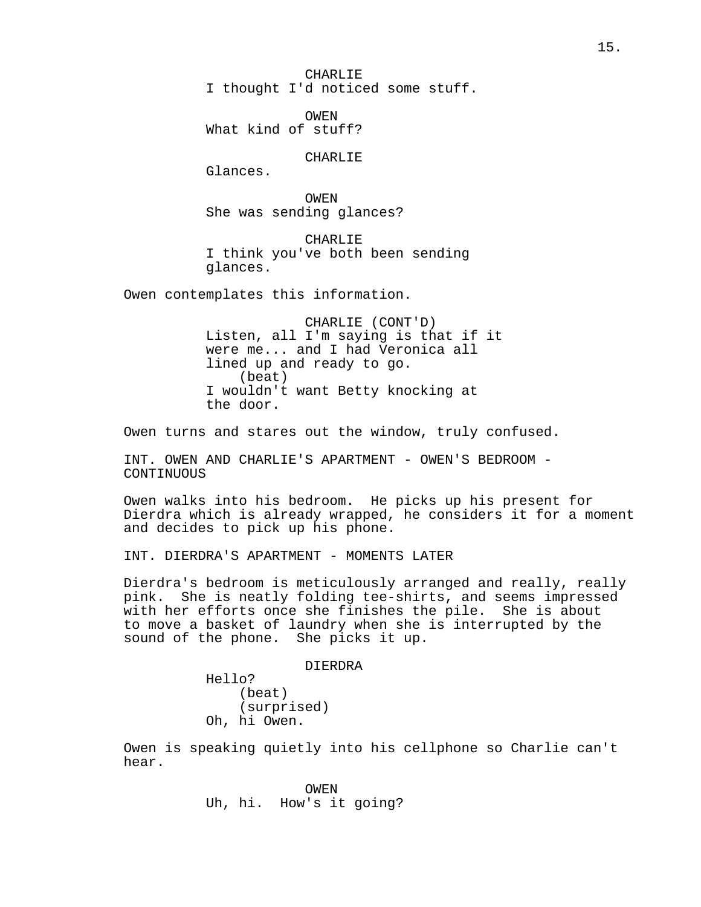CHARLIE
I thought I'd noticed some stuff.

OWEN
What kind of stuff?

CHARLIE
Glances.

OWEN
She was sending glances?

CHARLIE
I think you've both been sending glances.

Owen contemplates this information.

CHARLIE (CONT'D)
Listen, all I'm saying is that if it were me... and I had Veronica all lined up and ready to go.
(beat)
I wouldn't want Betty knocking at the door.

Owen turns and stares out the window, truly confused.

INT. OWEN AND CHARLIE'S APARTMENT - OWEN'S BEDROOM - CONTINUOUS

Owen walks into his bedroom. He picks up his present for Dierdra which is already wrapped, he considers it for a moment and decides to pick up his phone.

INT. DIERDRA'S APARTMENT - MOMENTS LATER

Dierdra's bedroom is meticulously arranged and really, really pink. She is neatly folding tee-shirts, and seems impressed with her efforts once she finishes the pile. She is about to move a basket of laundry when she is interrupted by the sound of the phone. She picks it up.

DIERDRA
Hello?
(beat)
(surprised)
Oh, hi Owen.

Owen is speaking quietly into his cellphone so Charlie can't hear.

OWEN
Uh, hi. How's it going?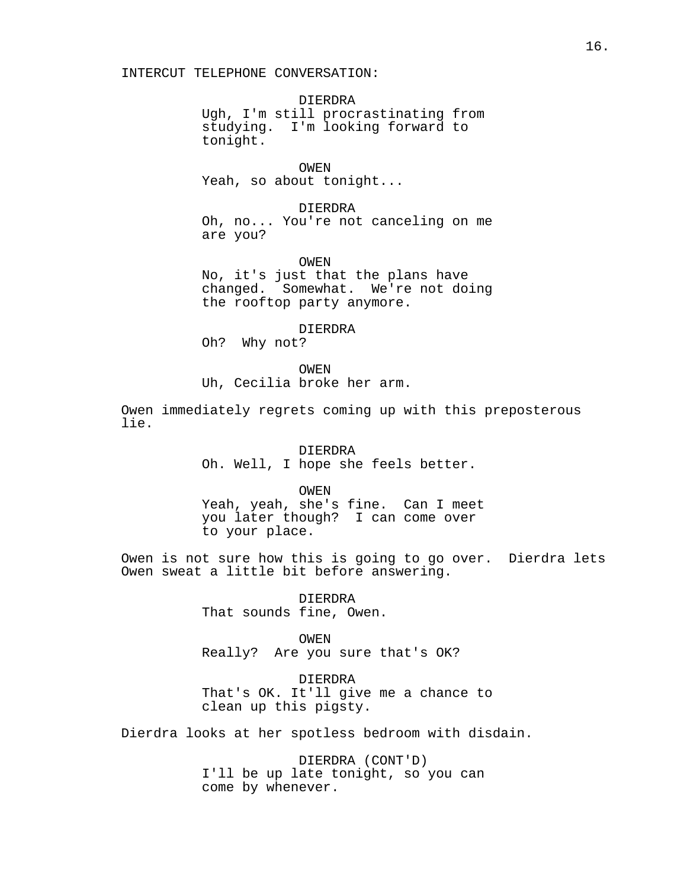INTERCUT TELEPHONE CONVERSATION:

DIERDRA
Ugh, I'm still procrastinating from studying. I'm looking forward to tonight.

OWEN
Yeah, so about tonight...

DIERDRA
Oh, no... You're not canceling on me are you?

OWEN
No, it's just that the plans have changed. Somewhat. We're not doing the rooftop party anymore.

DIERDRA
Oh? Why not?

OWEN
Uh, Cecilia broke her arm.

Owen immediately regrets coming up with this preposterous lie.

DIERDRA
Oh. Well, I hope she feels better.

OWEN
Yeah, yeah, she's fine. Can I meet you later though? I can come over to your place.

Owen is not sure how this is going to go over. Dierdra lets Owen sweat a little bit before answering.

DIERDRA
That sounds fine, Owen.

OWEN
Really? Are you sure that's OK?

DIERDRA
That's OK. It'll give me a chance to clean up this pigsty.

Dierdra looks at her spotless bedroom with disdain.

DIERDRA (CONT'D)
I'll be up late tonight, so you can come by whenever.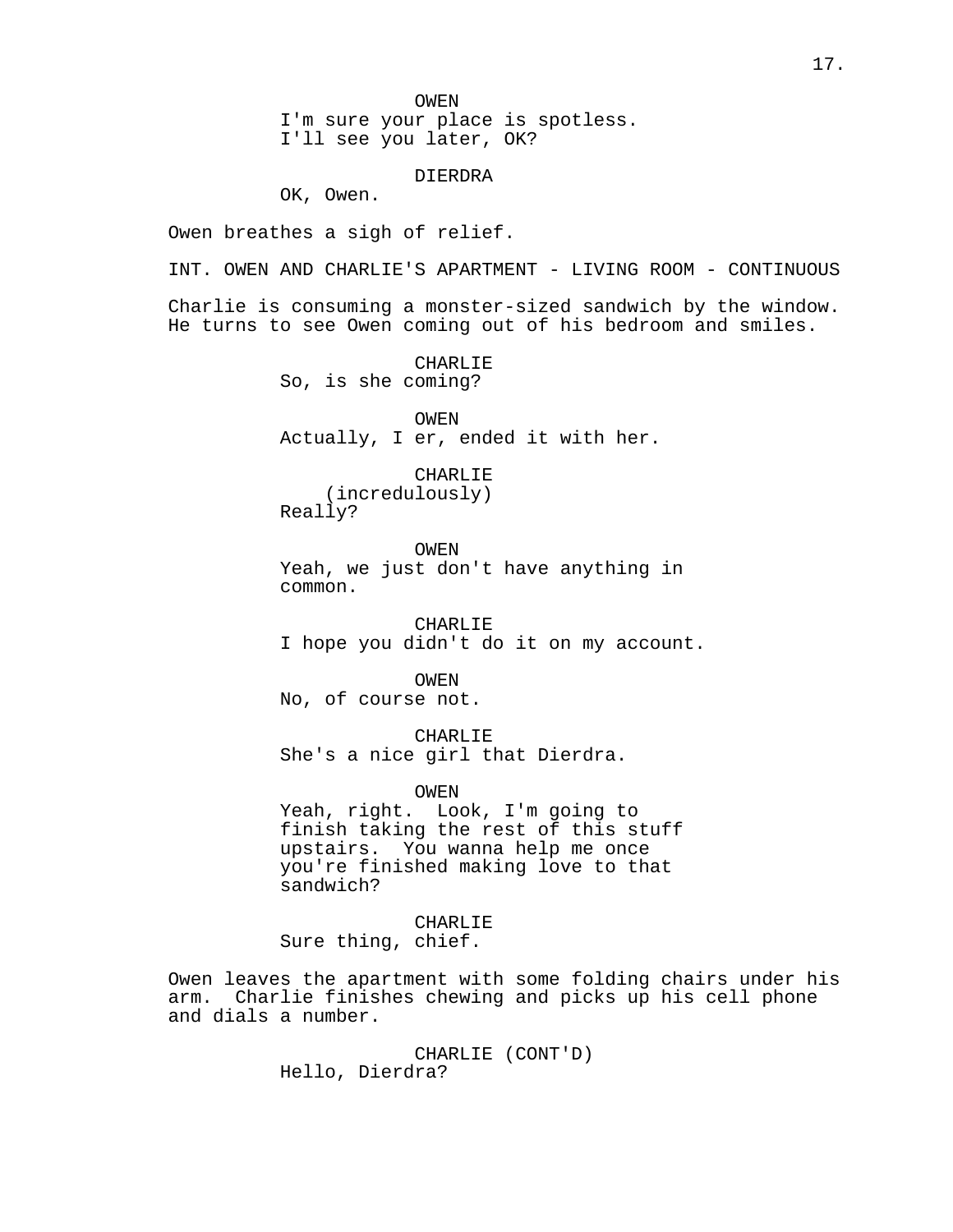OWEN
I'm sure your place is spotless.
I'll see you later, OK?

DIERDRA
OK, Owen.

Owen breathes a sigh of relief.

INT. OWEN AND CHARLIE'S APARTMENT - LIVING ROOM - CONTINUOUS

Charlie is consuming a monster-sized sandwich by the window. He turns to see Owen coming out of his bedroom and smiles.

CHARLIE
So, is she coming?

OWEN
Actually, I er, ended it with her.

CHARLIE
(incredulously)
Really?

OWEN
Yeah, we just don't have anything in common.

CHARLIE
I hope you didn't do it on my account.

OWEN
No, of course not.

CHARLIE
She's a nice girl that Dierdra.

OWEN
Yeah, right. Look, I'm going to finish taking the rest of this stuff upstairs. You wanna help me once you're finished making love to that sandwich?

CHARLIE
Sure thing, chief.

Owen leaves the apartment with some folding chairs under his arm. Charlie finishes chewing and picks up his cell phone and dials a number.

CHARLIE (CONT'D)
Hello, Dierdra?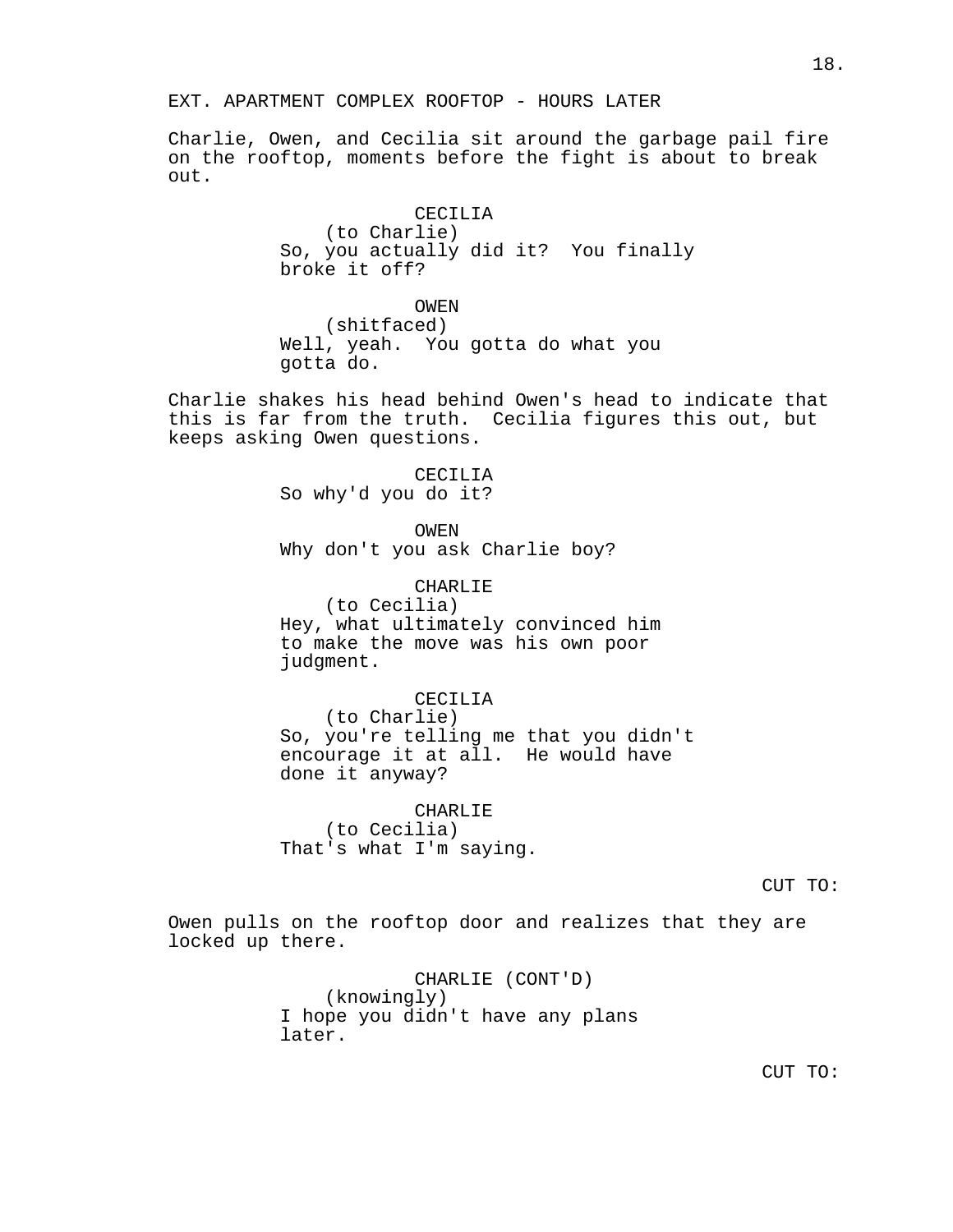EXT. APARTMENT COMPLEX ROOFTOP - HOURS LATER

Charlie, Owen, and Cecilia sit around the garbage pail fire on the rooftop, moments before the fight is about to break out.

CECILIA
(to Charlie)
So, you actually did it? You finally broke it off?

OWEN
(shitfaced)
Well, yeah. You gotta do what you gotta do.

Charlie shakes his head behind Owen's head to indicate that this is far from the truth. Cecilia figures this out, but keeps asking Owen questions.

CECILIA
So why'd you do it?

OWEN
Why don't you ask Charlie boy?

CHARLIE
(to Cecilia)
Hey, what ultimately convinced him to make the move was his own poor judgment.

CECILIA
(to Charlie)
So, you're telling me that you didn't encourage it at all. He would have done it anyway?

CHARLIE
(to Cecilia)
That's what I'm saying.

CUT TO:

Owen pulls on the rooftop door and realizes that they are locked up there.

CHARLIE (CONT'D)
(knowingly)
I hope you didn't have any plans later.

CUT TO: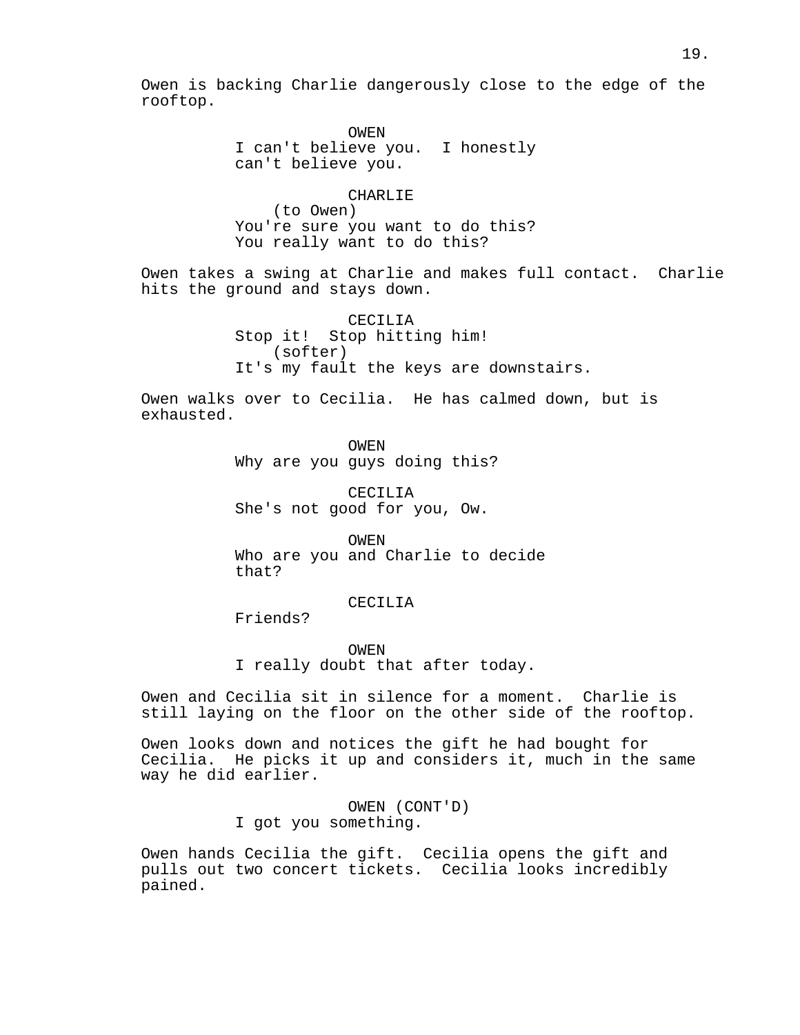Owen is backing Charlie dangerously close to the edge of the rooftop.

OWEN
I can't believe you. I honestly can't believe you.

CHARLIE
(to Owen)
You're sure you want to do this? You really want to do this?

Owen takes a swing at Charlie and makes full contact. Charlie hits the ground and stays down.

CECILIA
Stop it! Stop hitting him!
(softer)
It's my fault the keys are downstairs.

Owen walks over to Cecilia. He has calmed down, but is exhausted.

OWEN
Why are you guys doing this?

CECILIA
She's not good for you, Ow.

OWEN
Who are you and Charlie to decide that?

CECILIA
Friends?

OWEN
I really doubt that after today.

Owen and Cecilia sit in silence for a moment. Charlie is still laying on the floor on the other side of the rooftop.

Owen looks down and notices the gift he had bought for Cecilia. He picks it up and considers it, much in the same way he did earlier.

OWEN (CONT'D)
I got you something.

Owen hands Cecilia the gift. Cecilia opens the gift and pulls out two concert tickets. Cecilia looks incredibly pained.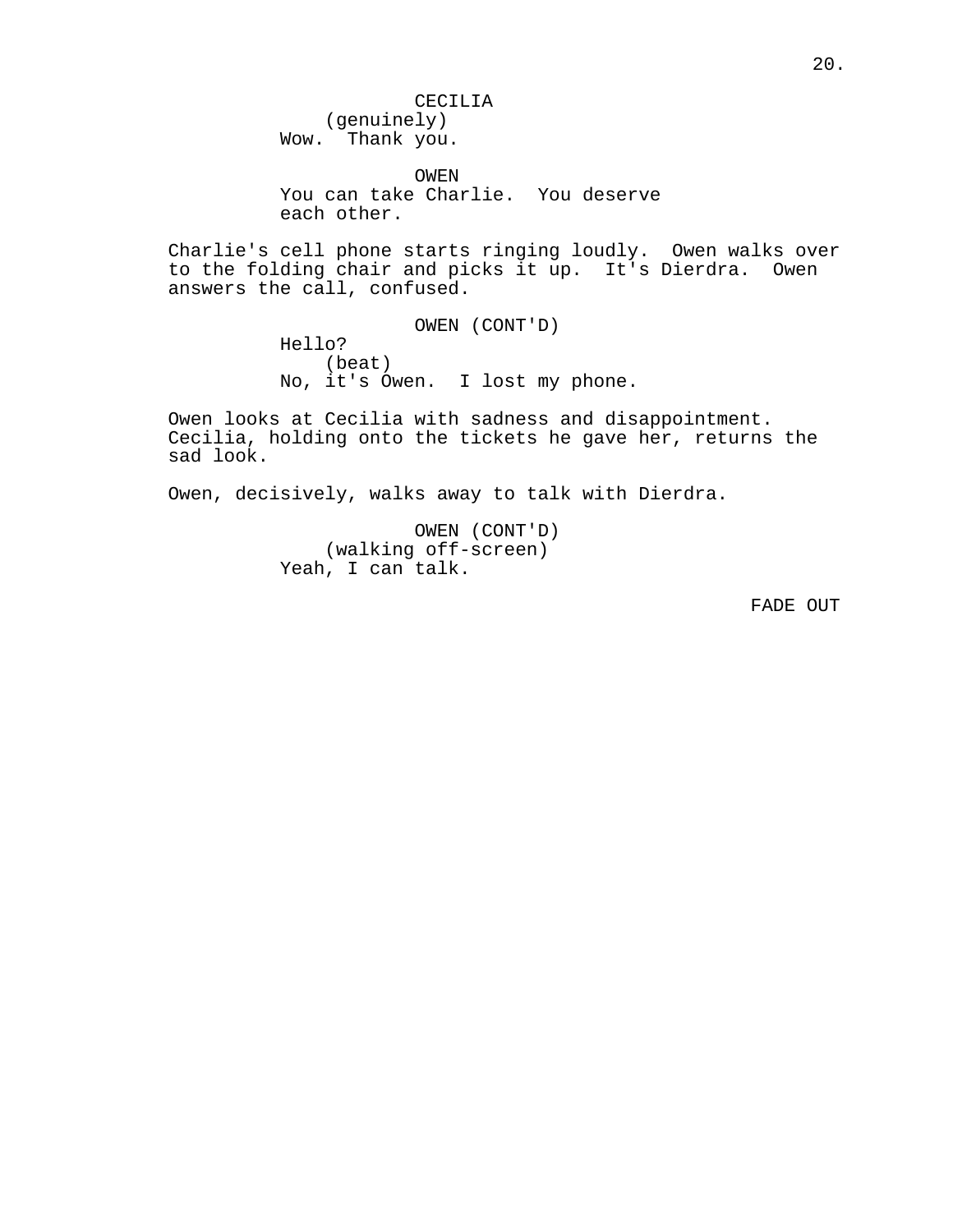CECILIA
(genuinely)
Wow.  Thank you.

OWEN
You can take Charlie.  You deserve each other.

Charlie's cell phone starts ringing loudly.  Owen walks over to the folding chair and picks it up.  It's Dierdra.  Owen answers the call, confused.

OWEN (CONT'D)
Hello?
(beat)
No, it's Owen.  I lost my phone.

Owen looks at Cecilia with sadness and disappointment. Cecilia, holding onto the tickets he gave her, returns the sad look.

Owen, decisively, walks away to talk with Dierdra.

OWEN (CONT'D)
(walking off-screen)
Yeah, I can talk.

FADE OUT